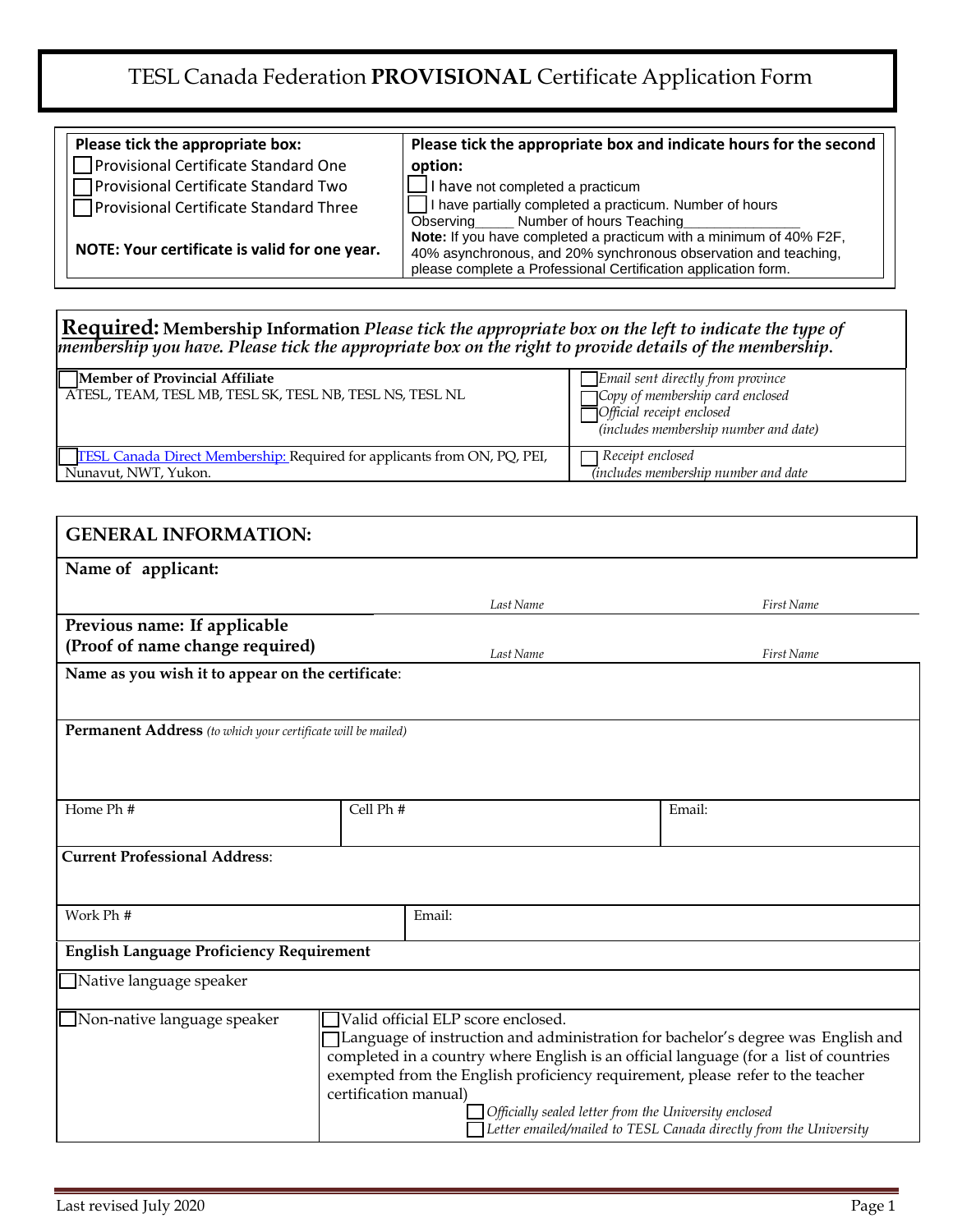# TESL Canada Federation **PROVISIONAL** Certificate Application Form

| **Please tick the appropriate box:** | **Please tick the appropriate box and indicate hours for the second option:** |
|---|---|
| ☐ Provisional Certificate Standard One<br>☐ Provisional Certificate Standard Two<br>☐ Provisional Certificate Standard Three<br><br>**NOTE: Your certificate is valid for one year.** | ☐ I have not completed a practicum<br>☐ I have partially completed a practicum. Number of hours Observing_____ Number of hours Teaching_______________<br>**Note:** If you have completed a practicum with a minimum of 40% F2F, 40% asynchronous, and 20% synchronous observation and teaching, please complete a Professional Certification application form. |

**Required:** **Membership Information** *Please tick the appropriate box on the left to indicate the type of membership you have. Please tick the appropriate box on the right to provide details of the membership.*

| | |
|---|---|
| ☐ **Member of Provincial Affiliate**<br>ATESL, TEAM, TESL MB, TESL SK, TESL NB, TESL NS, TESL NL | ☐ *Email sent directly from province*<br>☐ *Copy of membership card enclosed*<br>☐ *Official receipt enclosed*<br>*(includes membership number and date)* |
| ☐ TESL Canada Direct Membership: Required for applicants from ON, PQ, PEI, Nunavut, NWT, Yukon. | ☐ *Receipt enclosed*<br>*(includes membership number and date* |

## GENERAL INFORMATION:

**Name of applicant:**

*Last Name* ______________________ *First Name* ______________________

**Previous name: If applicable**
**(Proof of name change required)**

*Last Name* ______________________ *First Name* ______________________

**Name as you wish it to appear on the certificate**:

**Permanent Address** *(to which your certificate will be mailed)*

| Home Ph # | Cell Ph # | Email: |
|---|---|---|
| | | |

**Current Professional Address**:

| Work Ph # | Email: |
|---|---|
| | |

**English Language Proficiency Requirement**

☐ Native language speaker

| | |
|---|---|
| ☐ Non-native language speaker | ☐ Valid official ELP score enclosed.<br>☐ Language of instruction and administration for bachelor's degree was English and completed in a country where English is an official language (for a list of countries exempted from the English proficiency requirement, please refer to the teacher certification manual)<br>☐ *Officially sealed letter from the University enclosed*<br>☐ *Letter emailed/mailed to TESL Canada directly from the University* |

Last revised July 2020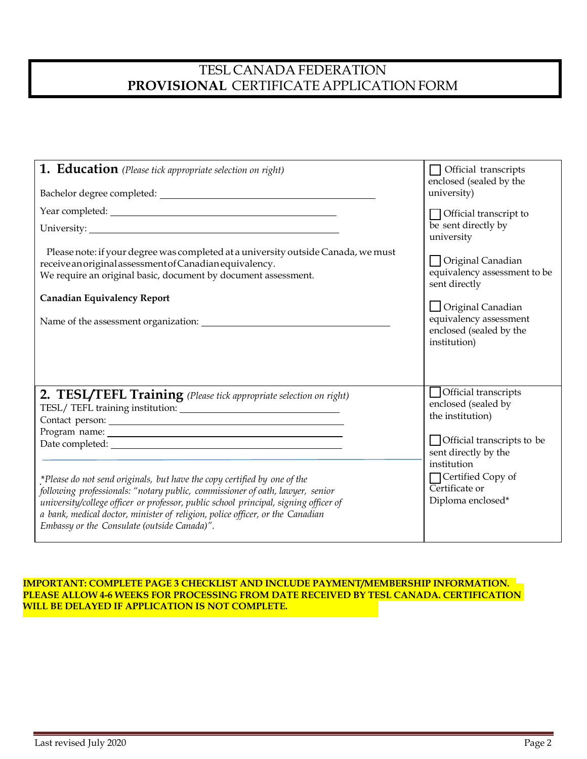# TESL CANADA FEDERATION
# **PROVISIONAL** CERTIFICATE APPLICATION FORM

| **1. Education** *(Please tick appropriate selection on right)* | |
|---|---|
| Bachelor degree completed: ______________________<br><br>Year completed: ______________________<br><br>University: ______________________<br><br>Please note: if your degree was completed at a university outside Canada, we must receive an original assessment of Canadian equivalency.<br>We require an original basic, document by document assessment.<br><br>**Canadian Equivalency Report**<br><br>Name of the assessment organization: ______________________ | ☐ Official transcripts enclosed (sealed by the university)<br><br>☐ Official transcript to be sent directly by university<br><br>☐ Original Canadian equivalency assessment to be sent directly<br><br>☐ Original Canadian equivalency assessment enclosed (sealed by the institution) |
| **2. TESL/TEFL Training** *(Please tick appropriate selection on right)*<br>TESL/ TEFL training institution: ______________________<br>Contact person: ______________________<br>Program name: ______________________<br>Date completed: ______________________<br><br>*\*Please do not send originals, but have the copy certified by one of the following professionals: "notary public, commissioner of oath, lawyer, senior university/college officer or professor, public school principal, signing officer of a bank, medical doctor, minister of religion, police officer, or the Canadian Embassy or the Consulate (outside Canada)".* | ☐ Official transcripts enclosed (sealed by the institution)<br><br>☐ Official transcripts to be sent directly by the institution<br><br>☐ Certified Copy of Certificate or Diploma enclosed* |

**IMPORTANT: COMPLETE PAGE 3 CHECKLIST AND INCLUDE PAYMENT/MEMBERSHIP INFORMATION. PLEASE ALLOW 4-6 WEEKS FOR PROCESSING FROM DATE RECEIVED BY TESL CANADA. CERTIFICATION WILL BE DELAYED IF APPLICATION IS NOT COMPLETE.**

Last revised July 2020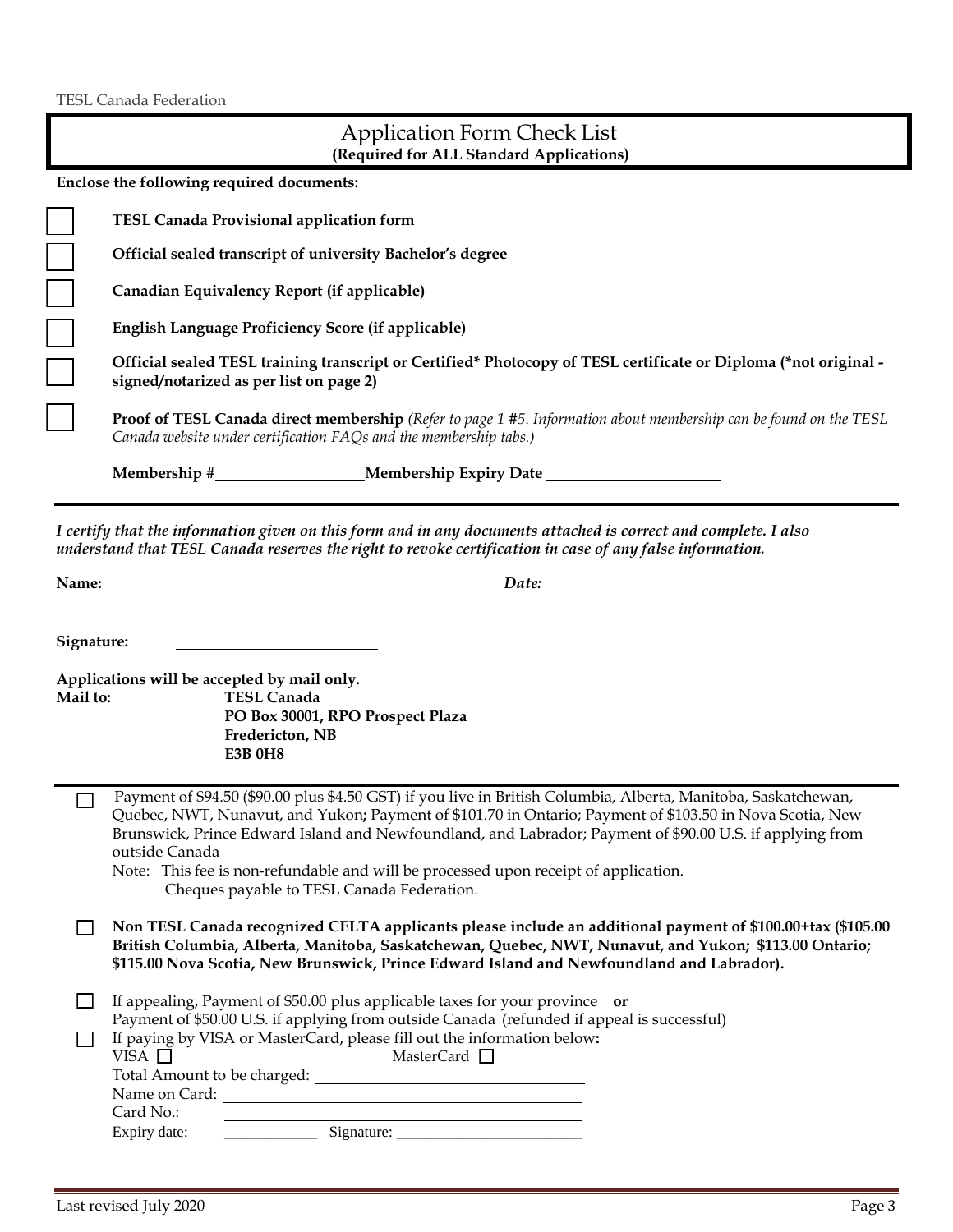## Application Form Check List
**(Required for ALL Standard Applications)**

**Enclose the following required documents:**

- [ ] **TESL Canada Provisional application form**
- [ ] **Official sealed transcript of university Bachelor's degree**
- [ ] **Canadian Equivalency Report (if applicable)**
- [ ] **English Language Proficiency Score (if applicable)**
- [ ] **Official sealed TESL training transcript or Certified* Photocopy of TESL certificate or Diploma (*not original - signed/notarized as per list on page 2)**
- [ ] **Proof of TESL Canada direct membership** *(Refer to page 1 #5. Information about membership can be found on the TESL Canada website under certification FAQs and the membership tabs.)*

**Membership #**\_\_\_\_\_\_\_\_\_\_\_\_\_\_\_\_\_\_ **Membership Expiry Date** \_\_\_\_\_\_\_\_\_\_\_\_\_\_\_\_\_\_\_\_\_

---

***I certify that the information given on this form and in any documents attached is correct and complete. I also understand that TESL Canada reserves the right to revoke certification in case of any false information.***

**Name:** \_\_\_\_\_\_\_\_\_\_\_\_\_\_\_\_\_\_\_\_\_\_\_\_\_\_\_\_ ***Date:*** \_\_\_\_\_\_\_\_\_\_\_\_\_\_\_\_\_\_\_

**Signature:** \_\_\_\_\_\_\_\_\_\_\_\_\_\_\_\_\_\_\_\_\_\_\_\_\_

**Applications will be accepted by mail only.**

**Mail to:**
**TESL Canada**
**PO Box 30001, RPO Prospect Plaza**
**Fredericton, NB**
**E3B 0H8**

---

- [ ] Payment of $94.50 ($90.00 plus $4.50 GST) if you live in British Columbia, Alberta, Manitoba, Saskatchewan, Quebec, NWT, Nunavut, and Yukon**;** Payment of $101.70 in Ontario; Payment of $103.50 in Nova Scotia, New Brunswick, Prince Edward Island and Newfoundland, and Labrador; Payment of $90.00 U.S. if applying from outside Canada
  Note: This fee is non-refundable and will be processed upon receipt of application.
  Cheques payable to TESL Canada Federation.

- [ ] **Non TESL Canada recognized CELTA applicants please include an additional payment of $100.00+tax ($105.00 British Columbia, Alberta, Manitoba, Saskatchewan, Quebec, NWT, Nunavut, and Yukon; $113.00 Ontario; $115.00 Nova Scotia, New Brunswick, Prince Edward Island and Newfoundland and Labrador).**

- [ ] If appealing, Payment of $50.00 plus applicable taxes for your province **or**
  Payment of $50.00 U.S. if applying from outside Canada (refunded if appeal is successful)

- [ ] If paying by VISA or MasterCard, please fill out the information below**:**
  VISA ☐ MasterCard ☐
  Total Amount to be charged: \_\_\_\_\_\_\_\_\_\_\_\_\_\_\_\_\_\_\_\_\_\_\_\_\_\_\_\_\_\_\_\_
  Name on Card: \_\_\_\_\_\_\_\_\_\_\_\_\_\_\_\_\_\_\_\_\_\_\_\_\_\_\_\_\_\_\_\_\_\_\_\_\_\_\_\_\_\_
  Card No.: \_\_\_\_\_\_\_\_\_\_\_\_\_\_\_\_\_\_\_\_\_\_\_\_\_\_\_\_\_\_\_\_\_\_\_\_\_\_\_\_\_\_
  Expiry date: \_\_\_\_\_\_\_\_\_\_\_\_ Signature: \_\_\_\_\_\_\_\_\_\_\_\_\_\_\_\_\_\_\_\_\_\_\_\_\_

Last revised July 2020